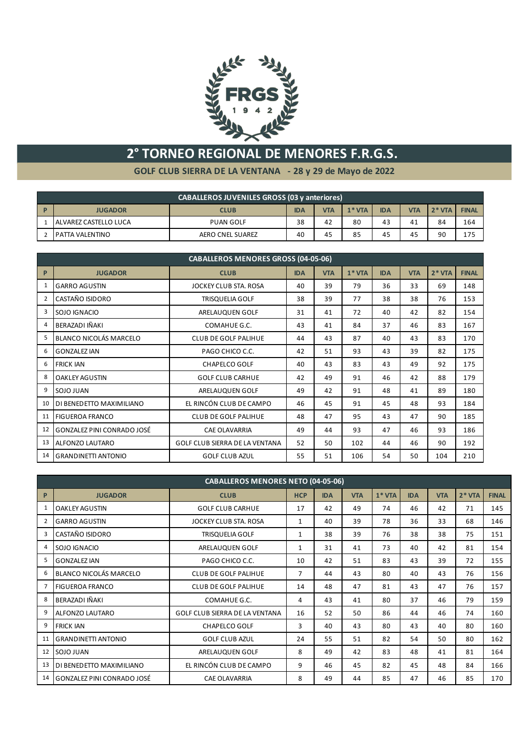FRGS 1942

# 2° TORNEO REGIONAL DE MENORES F.R.G.S.

## GOLF CLUB SIERRA DE LA VENTANA - 28 y 29 de Mayo de 2022

| CABALLEROS JUVENILES GROSS (03 y anteriores) | | | | | | | | | |
|---|---|---|---|---|---|---|---|---|---|
| P | JUGADOR | CLUB | IDA | VTA | 1* VTA | IDA | VTA | 2* VTA | FINAL |
| 1 | ALVAREZ CASTELLO LUCA | PUAN GOLF | 38 | 42 | 80 | 43 | 41 | 84 | 164 |
| 2 | PATTA VALENTINO | AERO CNEL SUAREZ | 40 | 45 | 85 | 45 | 45 | 90 | 175 |

| CABALLEROS MENORES GROSS (04-05-06) | | | | | | | | | |
|---|---|---|---|---|---|---|---|---|---|
| P | JUGADOR | CLUB | IDA | VTA | 1* VTA | IDA | VTA | 2* VTA | FINAL |
| 1 | GARRO AGUSTIN | JOCKEY CLUB STA. ROSA | 40 | 39 | 79 | 36 | 33 | 69 | 148 |
| 2 | CASTAÑO ISIDORO | TRISQUELIA GOLF | 38 | 39 | 77 | 38 | 38 | 76 | 153 |
| 3 | SOJO IGNACIO | ARELAUQUEN GOLF | 31 | 41 | 72 | 40 | 42 | 82 | 154 |
| 4 | BERAZADI IÑAKI | COMAHUE G.C. | 43 | 41 | 84 | 37 | 46 | 83 | 167 |
| 5 | BLANCO NICOLÁS MARCELO | CLUB DE GOLF PALIHUE | 44 | 43 | 87 | 40 | 43 | 83 | 170 |
| 6 | GONZALEZ IAN | PAGO CHICO C.C. | 42 | 51 | 93 | 43 | 39 | 82 | 175 |
| 6 | FRICK IAN | CHAPELCO GOLF | 40 | 43 | 83 | 43 | 49 | 92 | 175 |
| 8 | OAKLEY AGUSTIN | GOLF CLUB CARHUE | 42 | 49 | 91 | 46 | 42 | 88 | 179 |
| 9 | SOJO JUAN | ARELAUQUEN GOLF | 49 | 42 | 91 | 48 | 41 | 89 | 180 |
| 10 | DI BENEDETTO MAXIMILIANO | EL RINCÓN CLUB DE CAMPO | 46 | 45 | 91 | 45 | 48 | 93 | 184 |
| 11 | FIGUEROA FRANCO | CLUB DE GOLF PALIHUE | 48 | 47 | 95 | 43 | 47 | 90 | 185 |
| 12 | GONZALEZ PINI CONRADO JOSÉ | CAE OLAVARRIA | 49 | 44 | 93 | 47 | 46 | 93 | 186 |
| 13 | ALFONZO LAUTARO | GOLF CLUB SIERRA DE LA VENTANA | 52 | 50 | 102 | 44 | 46 | 90 | 192 |
| 14 | GRANDINETTI ANTONIO | GOLF CLUB AZUL | 55 | 51 | 106 | 54 | 50 | 104 | 210 |

| CABALLEROS MENORES NETO (04-05-06) | | | | | | | | | | |
|---|---|---|---|---|---|---|---|---|---|---|
| P | JUGADOR | CLUB | HCP | IDA | VTA | 1* VTA | IDA | VTA | 2* VTA | FINAL |
| 1 | OAKLEY AGUSTIN | GOLF CLUB CARHUE | 17 | 42 | 49 | 74 | 46 | 42 | 71 | 145 |
| 2 | GARRO AGUSTIN | JOCKEY CLUB STA. ROSA | 1 | 40 | 39 | 78 | 36 | 33 | 68 | 146 |
| 3 | CASTAÑO ISIDORO | TRISQUELIA GOLF | 1 | 38 | 39 | 76 | 38 | 38 | 75 | 151 |
| 4 | SOJO IGNACIO | ARELAUQUEN GOLF | 1 | 31 | 41 | 73 | 40 | 42 | 81 | 154 |
| 5 | GONZALEZ IAN | PAGO CHICO C.C. | 10 | 42 | 51 | 83 | 43 | 39 | 72 | 155 |
| 6 | BLANCO NICOLÁS MARCELO | CLUB DE GOLF PALIHUE | 7 | 44 | 43 | 80 | 40 | 43 | 76 | 156 |
| 7 | FIGUEROA FRANCO | CLUB DE GOLF PALIHUE | 14 | 48 | 47 | 81 | 43 | 47 | 76 | 157 |
| 8 | BERAZADI IÑAKI | COMAHUE G.C. | 4 | 43 | 41 | 80 | 37 | 46 | 79 | 159 |
| 9 | ALFONZO LAUTARO | GOLF CLUB SIERRA DE LA VENTANA | 16 | 52 | 50 | 86 | 44 | 46 | 74 | 160 |
| 9 | FRICK IAN | CHAPELCO GOLF | 3 | 40 | 43 | 80 | 43 | 40 | 80 | 160 |
| 11 | GRANDINETTI ANTONIO | GOLF CLUB AZUL | 24 | 55 | 51 | 82 | 54 | 50 | 80 | 162 |
| 12 | SOJO JUAN | ARELAUQUEN GOLF | 8 | 49 | 42 | 83 | 48 | 41 | 81 | 164 |
| 13 | DI BENEDETTO MAXIMILIANO | EL RINCÓN CLUB DE CAMPO | 9 | 46 | 45 | 82 | 45 | 48 | 84 | 166 |
| 14 | GONZALEZ PINI CONRADO JOSÉ | CAE OLAVARRIA | 8 | 49 | 44 | 85 | 47 | 46 | 85 | 170 |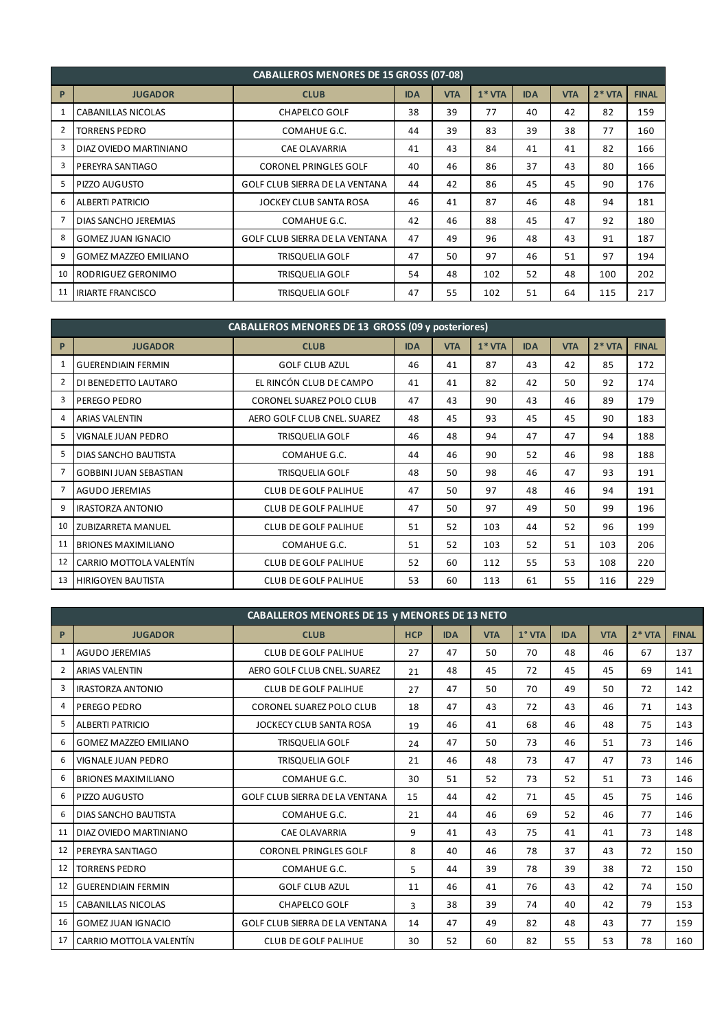| CABALLEROS MENORES DE 15 GROSS (07-08) | | | | | | | | | |
|---|---|---|---|---|---|---|---|---|---|
| P | JUGADOR | CLUB | IDA | VTA | 1* VTA | IDA | VTA | 2* VTA | FINAL |
| 1 | CABANILLAS NICOLAS | CHAPELCO GOLF | 38 | 39 | 77 | 40 | 42 | 82 | 159 |
| 2 | TORRENS PEDRO | COMAHUE G.C. | 44 | 39 | 83 | 39 | 38 | 77 | 160 |
| 3 | DIAZ OVIEDO MARTINIANO | CAE OLAVARRIA | 41 | 43 | 84 | 41 | 41 | 82 | 166 |
| 3 | PEREYRA SANTIAGO | CORONEL PRINGLES GOLF | 40 | 46 | 86 | 37 | 43 | 80 | 166 |
| 5 | PIZZO AUGUSTO | GOLF CLUB SIERRA DE LA VENTANA | 44 | 42 | 86 | 45 | 45 | 90 | 176 |
| 6 | ALBERTI PATRICIO | JOCKEY CLUB SANTA ROSA | 46 | 41 | 87 | 46 | 48 | 94 | 181 |
| 7 | DIAS SANCHO JEREMIAS | COMAHUE G.C. | 42 | 46 | 88 | 45 | 47 | 92 | 180 |
| 8 | GOMEZ JUAN IGNACIO | GOLF CLUB SIERRA DE LA VENTANA | 47 | 49 | 96 | 48 | 43 | 91 | 187 |
| 9 | GOMEZ MAZZEO EMILIANO | TRISQUELIA GOLF | 47 | 50 | 97 | 46 | 51 | 97 | 194 |
| 10 | RODRIGUEZ GERONIMO | TRISQUELIA GOLF | 54 | 48 | 102 | 52 | 48 | 100 | 202 |
| 11 | IRIARTE FRANCISCO | TRISQUELIA GOLF | 47 | 55 | 102 | 51 | 64 | 115 | 217 |

| CABALLEROS MENORES DE 13 GROSS (09 y posteriores) | | | | | | | | | |
|---|---|---|---|---|---|---|---|---|---|
| P | JUGADOR | CLUB | IDA | VTA | 1* VTA | IDA | VTA | 2* VTA | FINAL |
| 1 | GUERENDIAIN FERMIN | GOLF CLUB AZUL | 46 | 41 | 87 | 43 | 42 | 85 | 172 |
| 2 | DI BENEDETTO LAUTARO | EL RINCÓN CLUB DE CAMPO | 41 | 41 | 82 | 42 | 50 | 92 | 174 |
| 3 | PEREGO PEDRO | CORONEL SUAREZ POLO CLUB | 47 | 43 | 90 | 43 | 46 | 89 | 179 |
| 4 | ARIAS VALENTIN | AERO GOLF CLUB CNEL. SUAREZ | 48 | 45 | 93 | 45 | 45 | 90 | 183 |
| 5 | VIGNALE JUAN PEDRO | TRISQUELIA GOLF | 46 | 48 | 94 | 47 | 47 | 94 | 188 |
| 5 | DIAS SANCHO BAUTISTA | COMAHUE G.C. | 44 | 46 | 90 | 52 | 46 | 98 | 188 |
| 7 | GOBBINI JUAN SEBASTIAN | TRISQUELIA GOLF | 48 | 50 | 98 | 46 | 47 | 93 | 191 |
| 7 | AGUDO JEREMIAS | CLUB DE GOLF PALIHUE | 47 | 50 | 97 | 48 | 46 | 94 | 191 |
| 9 | IRASTORZA ANTONIO | CLUB DE GOLF PALIHUE | 47 | 50 | 97 | 49 | 50 | 99 | 196 |
| 10 | ZUBIZARRETA MANUEL | CLUB DE GOLF PALIHUE | 51 | 52 | 103 | 44 | 52 | 96 | 199 |
| 11 | BRIONES MAXIMILIANO | COMAHUE G.C. | 51 | 52 | 103 | 52 | 51 | 103 | 206 |
| 12 | CARRIO MOTTOLA VALENTÍN | CLUB DE GOLF PALIHUE | 52 | 60 | 112 | 55 | 53 | 108 | 220 |
| 13 | HIRIGOYEN BAUTISTA | CLUB DE GOLF PALIHUE | 53 | 60 | 113 | 61 | 55 | 116 | 229 |

| CABALLEROS MENORES DE 15 y MENORES DE 13 NETO | | | | | | | | | | |
|---|---|---|---|---|---|---|---|---|---|---|
| P | JUGADOR | CLUB | HCP | IDA | VTA | 1° VTA | IDA | VTA | 2* VTA | FINAL |
| 1 | AGUDO JEREMIAS | CLUB DE GOLF PALIHUE | 27 | 47 | 50 | 70 | 48 | 46 | 67 | 137 |
| 2 | ARIAS VALENTIN | AERO GOLF CLUB CNEL. SUAREZ | 21 | 48 | 45 | 72 | 45 | 45 | 69 | 141 |
| 3 | IRASTORZA ANTONIO | CLUB DE GOLF PALIHUE | 27 | 47 | 50 | 70 | 49 | 50 | 72 | 142 |
| 4 | PEREGO PEDRO | CORONEL SUAREZ POLO CLUB | 18 | 47 | 43 | 72 | 43 | 46 | 71 | 143 |
| 5 | ALBERTI PATRICIO | JOCKECY CLUB SANTA ROSA | 19 | 46 | 41 | 68 | 46 | 48 | 75 | 143 |
| 6 | GOMEZ MAZZEO EMILIANO | TRISQUELIA GOLF | 24 | 47 | 50 | 73 | 46 | 51 | 73 | 146 |
| 6 | VIGNALE JUAN PEDRO | TRISQUELIA GOLF | 21 | 46 | 48 | 73 | 47 | 47 | 73 | 146 |
| 6 | BRIONES MAXIMILIANO | COMAHUE G.C. | 30 | 51 | 52 | 73 | 52 | 51 | 73 | 146 |
| 6 | PIZZO AUGUSTO | GOLF CLUB SIERRA DE LA VENTANA | 15 | 44 | 42 | 71 | 45 | 45 | 75 | 146 |
| 6 | DIAS SANCHO BAUTISTA | COMAHUE G.C. | 21 | 44 | 46 | 69 | 52 | 46 | 77 | 146 |
| 11 | DIAZ OVIEDO MARTINIANO | CAE OLAVARRIA | 9 | 41 | 43 | 75 | 41 | 41 | 73 | 148 |
| 12 | PEREYRA SANTIAGO | CORONEL PRINGLES GOLF | 8 | 40 | 46 | 78 | 37 | 43 | 72 | 150 |
| 12 | TORRENS PEDRO | COMAHUE G.C. | 5 | 44 | 39 | 78 | 39 | 38 | 72 | 150 |
| 12 | GUERENDIAIN FERMIN | GOLF CLUB AZUL | 11 | 46 | 41 | 76 | 43 | 42 | 74 | 150 |
| 15 | CABANILLAS NICOLAS | CHAPELCO GOLF | 3 | 38 | 39 | 74 | 40 | 42 | 79 | 153 |
| 16 | GOMEZ JUAN IGNACIO | GOLF CLUB SIERRA DE LA VENTANA | 14 | 47 | 49 | 82 | 48 | 43 | 77 | 159 |
| 17 | CARRIO MOTTOLA VALENTÍN | CLUB DE GOLF PALIHUE | 30 | 52 | 60 | 82 | 55 | 53 | 78 | 160 |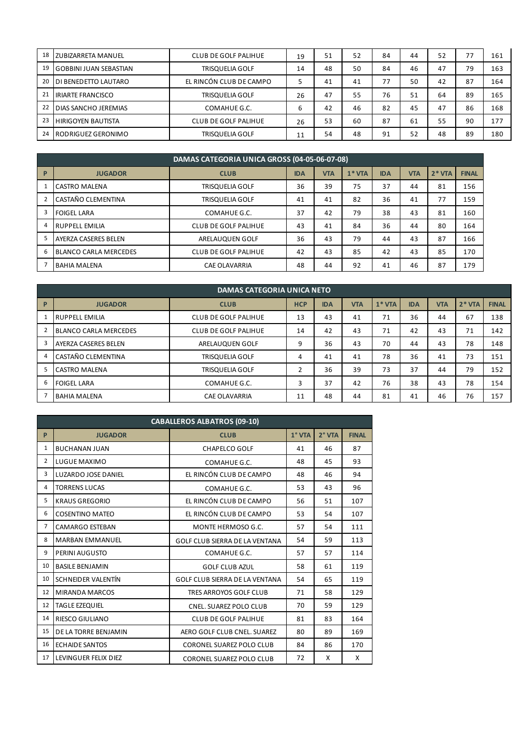| 18 | ZUBIZARRETA MANUEL | CLUB DE GOLF PALIHUE | 19 | 51 | 52 | 84 | 44 | 52 | 77 | 161 |
|---|---|---|---|---|---|---|---|---|---|---|
| 19 | GOBBINI JUAN SEBASTIAN | TRISQUELIA GOLF | 14 | 48 | 50 | 84 | 46 | 47 | 79 | 163 |
| 20 | DI BENEDETTO LAUTARO | EL RINCÓN CLUB DE CAMPO | 5 | 41 | 41 | 77 | 50 | 42 | 87 | 164 |
| 21 | IRIARTE FRANCISCO | TRISQUELIA GOLF | 26 | 47 | 55 | 76 | 51 | 64 | 89 | 165 |
| 22 | DIAS SANCHO JEREMIAS | COMAHUE G.C. | 6 | 42 | 46 | 82 | 45 | 47 | 86 | 168 |
| 23 | HIRIGOYEN BAUTISTA | CLUB DE GOLF PALIHUE | 26 | 53 | 60 | 87 | 61 | 55 | 90 | 177 |
| 24 | RODRIGUEZ GERONIMO | TRISQUELIA GOLF | 11 | 54 | 48 | 91 | 52 | 48 | 89 | 180 |

| DAMAS CATEGORIA UNICA GROSS (04-05-06-07-08) | | | | | | | | | |
|---|---|---|---|---|---|---|---|---|---|
| P | JUGADOR | CLUB | IDA | VTA | 1* VTA | IDA | VTA | 2* VTA | FINAL |
| 1 | CASTRO MALENA | TRISQUELIA GOLF | 36 | 39 | 75 | 37 | 44 | 81 | 156 |
| 2 | CASTAÑO CLEMENTINA | TRISQUELIA GOLF | 41 | 41 | 82 | 36 | 41 | 77 | 159 |
| 3 | FOIGEL LARA | COMAHUE G.C. | 37 | 42 | 79 | 38 | 43 | 81 | 160 |
| 4 | RUPPELL EMILIA | CLUB DE GOLF PALIHUE | 43 | 41 | 84 | 36 | 44 | 80 | 164 |
| 5 | AYERZA CASERES BELEN | ARELAUQUEN GOLF | 36 | 43 | 79 | 44 | 43 | 87 | 166 |
| 6 | BLANCO CARLA MERCEDES | CLUB DE GOLF PALIHUE | 42 | 43 | 85 | 42 | 43 | 85 | 170 |
| 7 | BAHIA MALENA | CAE OLAVARRIA | 48 | 44 | 92 | 41 | 46 | 87 | 179 |

| DAMAS CATEGORIA UNICA NETO | | | | | | | | | | |
|---|---|---|---|---|---|---|---|---|---|---|
| P | JUGADOR | CLUB | HCP | IDA | VTA | 1* VTA | IDA | VTA | 2* VTA | FINAL |
| 1 | RUPPELL EMILIA | CLUB DE GOLF PALIHUE | 13 | 43 | 41 | 71 | 36 | 44 | 67 | 138 |
| 2 | BLANCO CARLA MERCEDES | CLUB DE GOLF PALIHUE | 14 | 42 | 43 | 71 | 42 | 43 | 71 | 142 |
| 3 | AYERZA CASERES BELEN | ARELAUQUEN GOLF | 9 | 36 | 43 | 70 | 44 | 43 | 78 | 148 |
| 4 | CASTAÑO CLEMENTINA | TRISQUELIA GOLF | 4 | 41 | 41 | 78 | 36 | 41 | 73 | 151 |
| 5 | CASTRO MALENA | TRISQUELIA GOLF | 2 | 36 | 39 | 73 | 37 | 44 | 79 | 152 |
| 6 | FOIGEL LARA | COMAHUE G.C. | 3 | 37 | 42 | 76 | 38 | 43 | 78 | 154 |
| 7 | BAHIA MALENA | CAE OLAVARRIA | 11 | 48 | 44 | 81 | 41 | 46 | 76 | 157 |

| CABALLEROS ALBATROS (09-10) | | | | | |
|---|---|---|---|---|---|
| P | JUGADOR | CLUB | 1° VTA | 2° VTA | FINAL |
| 1 | BUCHANAN JUAN | CHAPELCO GOLF | 41 | 46 | 87 |
| 2 | LUGUE MAXIMO | COMAHUE G.C. | 48 | 45 | 93 |
| 3 | LUZARDO JOSE DANIEL | EL RINCÓN CLUB DE CAMPO | 48 | 46 | 94 |
| 4 | TORRENS LUCAS | COMAHUE G.C. | 53 | 43 | 96 |
| 5 | KRAUS GREGORIO | EL RINCÓN CLUB DE CAMPO | 56 | 51 | 107 |
| 6 | COSENTINO MATEO | EL RINCÓN CLUB DE CAMPO | 53 | 54 | 107 |
| 7 | CAMARGO ESTEBAN | MONTE HERMOSO G.C. | 57 | 54 | 111 |
| 8 | MARBAN EMMANUEL | GOLF CLUB SIERRA DE LA VENTANA | 54 | 59 | 113 |
| 9 | PERINI AUGUSTO | COMAHUE G.C. | 57 | 57 | 114 |
| 10 | BASILE BENJAMIN | GOLF CLUB AZUL | 58 | 61 | 119 |
| 10 | SCHNEIDER VALENTÍN | GOLF CLUB SIERRA DE LA VENTANA | 54 | 65 | 119 |
| 12 | MIRANDA MARCOS | TRES ARROYOS GOLF CLUB | 71 | 58 | 129 |
| 12 | TAGLE EZEQUIEL | CNEL. SUAREZ POLO CLUB | 70 | 59 | 129 |
| 14 | RIESCO GIULIANO | CLUB DE GOLF PALIHUE | 81 | 83 | 164 |
| 15 | DE LA TORRE BENJAMIN | AERO GOLF CLUB CNEL. SUAREZ | 80 | 89 | 169 |
| 16 | ECHAIDE SANTOS | CORONEL SUAREZ POLO CLUB | 84 | 86 | 170 |
| 17 | LEVINGUER FELIX DIEZ | CORONEL SUAREZ POLO CLUB | 72 | X | X |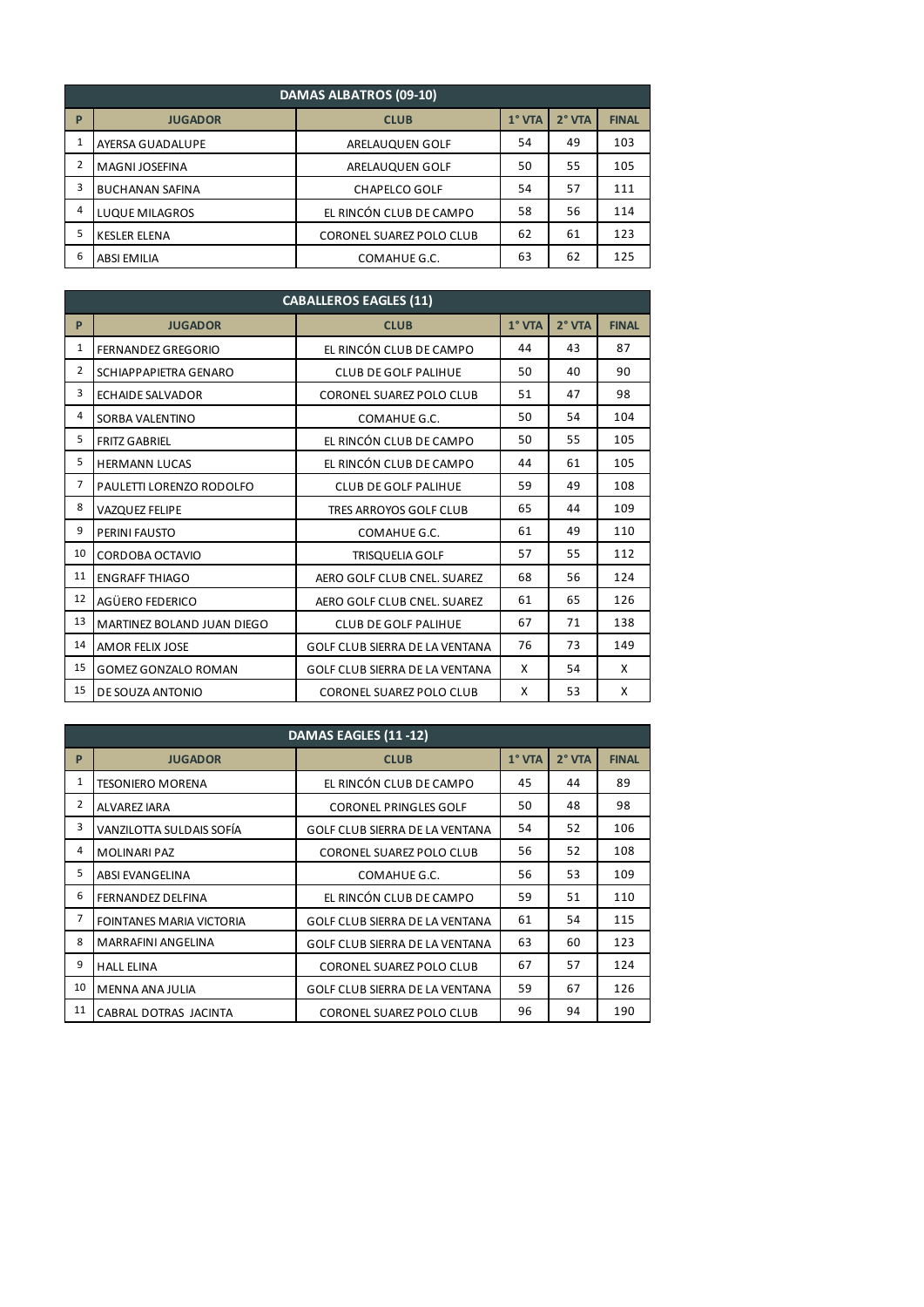| DAMAS ALBATROS (09-10) | | | | | |
|---|---|---|---|---|---|
| P | JUGADOR | CLUB | 1° VTA | 2° VTA | FINAL |
| 1 | AYERSA GUADALUPE | ARELAUQUEN GOLF | 54 | 49 | 103 |
| 2 | MAGNI JOSEFINA | ARELAUQUEN GOLF | 50 | 55 | 105 |
| 3 | BUCHANAN SAFINA | CHAPELCO GOLF | 54 | 57 | 111 |
| 4 | LUQUE MILAGROS | EL RINCÓN CLUB DE CAMPO | 58 | 56 | 114 |
| 5 | KESLER ELENA | CORONEL SUAREZ POLO CLUB | 62 | 61 | 123 |
| 6 | ABSI EMILIA | COMAHUE G.C. | 63 | 62 | 125 |

| CABALLEROS EAGLES (11) | | | | | |
|---|---|---|---|---|---|
| P | JUGADOR | CLUB | 1° VTA | 2° VTA | FINAL |
| 1 | FERNANDEZ GREGORIO | EL RINCÓN CLUB DE CAMPO | 44 | 43 | 87 |
| 2 | SCHIAPPAPIETRA GENARO | CLUB DE GOLF PALIHUE | 50 | 40 | 90 |
| 3 | ECHAIDE SALVADOR | CORONEL SUAREZ POLO CLUB | 51 | 47 | 98 |
| 4 | SORBA VALENTINO | COMAHUE G.C. | 50 | 54 | 104 |
| 5 | FRITZ GABRIEL | EL RINCÓN CLUB DE CAMPO | 50 | 55 | 105 |
| 5 | HERMANN LUCAS | EL RINCÓN CLUB DE CAMPO | 44 | 61 | 105 |
| 7 | PAULETTI LORENZO RODOLFO | CLUB DE GOLF PALIHUE | 59 | 49 | 108 |
| 8 | VAZQUEZ FELIPE | TRES ARROYOS GOLF CLUB | 65 | 44 | 109 |
| 9 | PERINI FAUSTO | COMAHUE G.C. | 61 | 49 | 110 |
| 10 | CORDOBA OCTAVIO | TRISQUELIA GOLF | 57 | 55 | 112 |
| 11 | ENGRAFF THIAGO | AERO GOLF CLUB CNEL. SUAREZ | 68 | 56 | 124 |
| 12 | AGÜERO FEDERICO | AERO GOLF CLUB CNEL. SUAREZ | 61 | 65 | 126 |
| 13 | MARTINEZ BOLAND JUAN DIEGO | CLUB DE GOLF PALIHUE | 67 | 71 | 138 |
| 14 | AMOR FELIX JOSE | GOLF CLUB SIERRA DE LA VENTANA | 76 | 73 | 149 |
| 15 | GOMEZ GONZALO ROMAN | GOLF CLUB SIERRA DE LA VENTANA | X | 54 | X |
| 15 | DE SOUZA ANTONIO | CORONEL SUAREZ POLO CLUB | X | 53 | X |

| DAMAS EAGLES (11 -12) | | | | | |
|---|---|---|---|---|---|
| P | JUGADOR | CLUB | 1° VTA | 2° VTA | FINAL |
| 1 | TESONIERO MORENA | EL RINCÓN CLUB DE CAMPO | 45 | 44 | 89 |
| 2 | ALVAREZ IARA | CORONEL PRINGLES GOLF | 50 | 48 | 98 |
| 3 | VANZILOTTA SULDAIS SOFÍA | GOLF CLUB SIERRA DE LA VENTANA | 54 | 52 | 106 |
| 4 | MOLINARI PAZ | CORONEL SUAREZ POLO CLUB | 56 | 52 | 108 |
| 5 | ABSI EVANGELINA | COMAHUE G.C. | 56 | 53 | 109 |
| 6 | FERNANDEZ DELFINA | EL RINCÓN CLUB DE CAMPO | 59 | 51 | 110 |
| 7 | FOINTANES MARIA VICTORIA | GOLF CLUB SIERRA DE LA VENTANA | 61 | 54 | 115 |
| 8 | MARRAFINI ANGELINA | GOLF CLUB SIERRA DE LA VENTANA | 63 | 60 | 123 |
| 9 | HALL ELINA | CORONEL SUAREZ POLO CLUB | 67 | 57 | 124 |
| 10 | MENNA ANA JULIA | GOLF CLUB SIERRA DE LA VENTANA | 59 | 67 | 126 |
| 11 | CABRAL DOTRAS JACINTA | CORONEL SUAREZ POLO CLUB | 96 | 94 | 190 |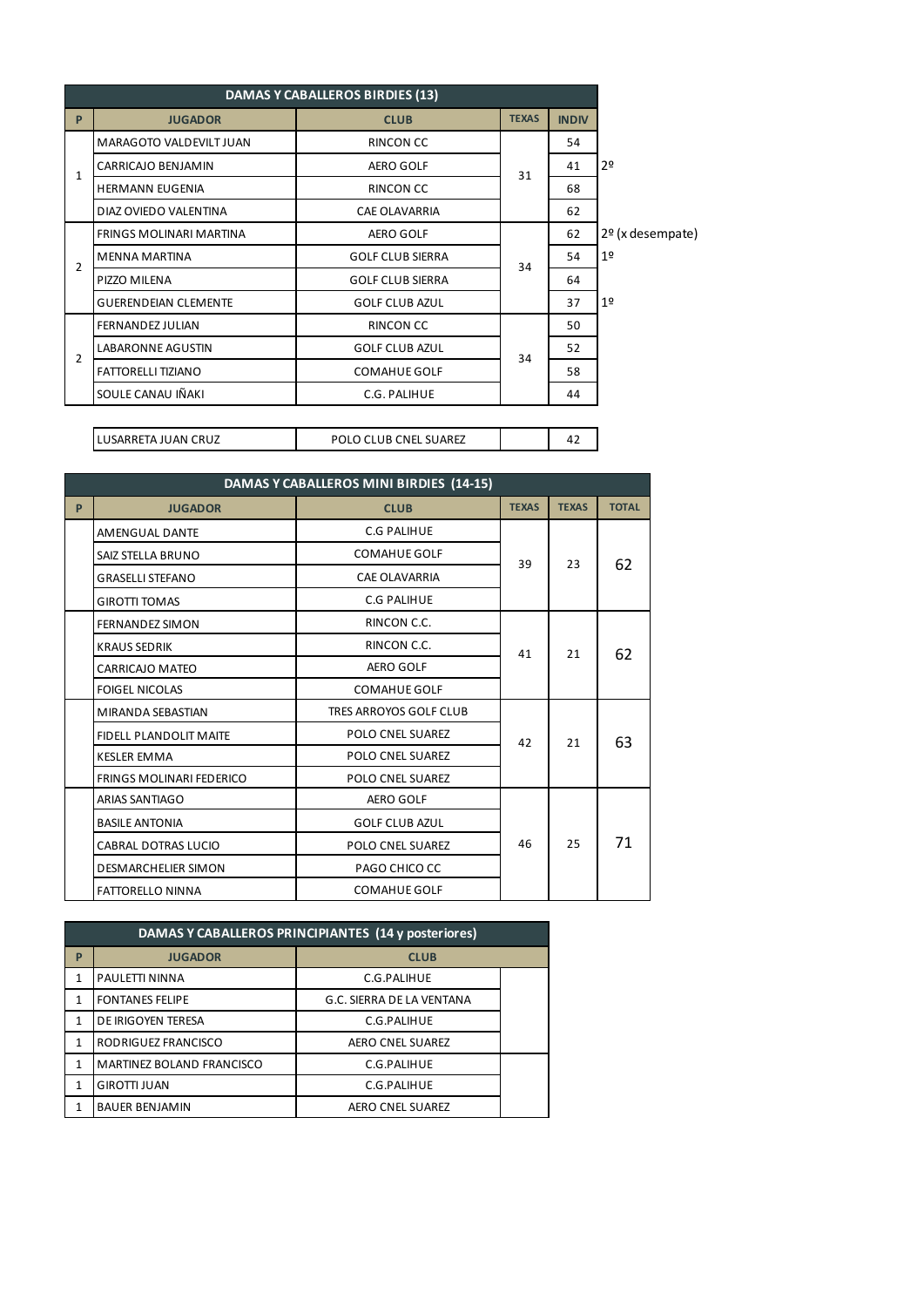| DAMAS Y CABALLEROS BIRDIES (13) | | | | | |
|---|---|---|---|---|---|
| P | JUGADOR | CLUB | TEXAS | INDIV | |
| 1 | MARAGOTO VALDEVILT JUAN | RINCON CC | 31 | 54 | |
| | CARRICAJO BENJAMIN | AERO GOLF | | 41 | 2º |
| | HERMANN EUGENIA | RINCON CC | | 68 | |
| | DIAZ OVIEDO VALENTINA | CAE OLAVARRIA | | 62 | |
| 2 | FRINGS MOLINARI MARTINA | AERO GOLF | 34 | 62 | 2º (x desempate) |
| | MENNA MARTINA | GOLF CLUB SIERRA | | 54 | 1º |
| | PIZZO MILENA | GOLF CLUB SIERRA | | 64 | |
| | GUERENDEIAN CLEMENTE | GOLF CLUB AZUL | | 37 | 1º |
| 2 | FERNANDEZ JULIAN | RINCON CC | 34 | 50 | |
| | LABARONNE AGUSTIN | GOLF CLUB AZUL | | 52 | |
| | FATTORELLI TIZIANO | COMAHUE GOLF | | 58 | |
| | SOULE CANAU IÑAKI | C.G. PALIHUE | | 44 | |

| | | | |
|---|---|---|---|
| LUSARRETA JUAN CRUZ | POLO CLUB CNEL SUAREZ | | 42 |

| DAMAS Y CABALLEROS MINI BIRDIES (14-15) | | | | | |
|---|---|---|---|---|---|
| P | JUGADOR | CLUB | TEXAS | TEXAS | TOTAL |
| | AMENGUAL DANTE | C.G PALIHUE | 39 | 23 | 62 |
| | SAIZ STELLA BRUNO | COMAHUE GOLF | | | |
| | GRASELLI STEFANO | CAE OLAVARRIA | | | |
| | GIROTTI TOMAS | C.G PALIHUE | | | |
| | FERNANDEZ SIMON | RINCON C.C. | 41 | 21 | 62 |
| | KRAUS SEDRIK | RINCON C.C. | | | |
| | CARRICAJO MATEO | AERO GOLF | | | |
| | FOIGEL NICOLAS | COMAHUE GOLF | | | |
| | MIRANDA SEBASTIAN | TRES ARROYOS GOLF CLUB | 42 | 21 | 63 |
| | FIDELL PLANDOLIT MAITE | POLO CNEL SUAREZ | | | |
| | KESLER EMMA | POLO CNEL SUAREZ | | | |
| | FRINGS MOLINARI FEDERICO | POLO CNEL SUAREZ | | | |
| | ARIAS SANTIAGO | AERO GOLF | 46 | 25 | 71 |
| | BASILE ANTONIA | GOLF CLUB AZUL | | | |
| | CABRAL DOTRAS LUCIO | POLO CNEL SUAREZ | | | |
| | DESMARCHELIER SIMON | PAGO CHICO CC | | | |
| | FATTORELLO NINNA | COMAHUE GOLF | | | |

| DAMAS Y CABALLEROS PRINCIPIANTES (14 y posteriores) | | |
|---|---|---|
| P | JUGADOR | CLUB |
| 1 | PAULETTI NINNA | C.G.PALIHUE |
| 1 | FONTANES FELIPE | G.C. SIERRA DE LA VENTANA |
| 1 | DE IRIGOYEN TERESA | C.G.PALIHUE |
| 1 | RODRIGUEZ FRANCISCO | AERO CNEL SUAREZ |
| 1 | MARTINEZ BOLAND FRANCISCO | C.G.PALIHUE |
| 1 | GIROTTI JUAN | C.G.PALIHUE |
| 1 | BAUER BENJAMIN | AERO CNEL SUAREZ |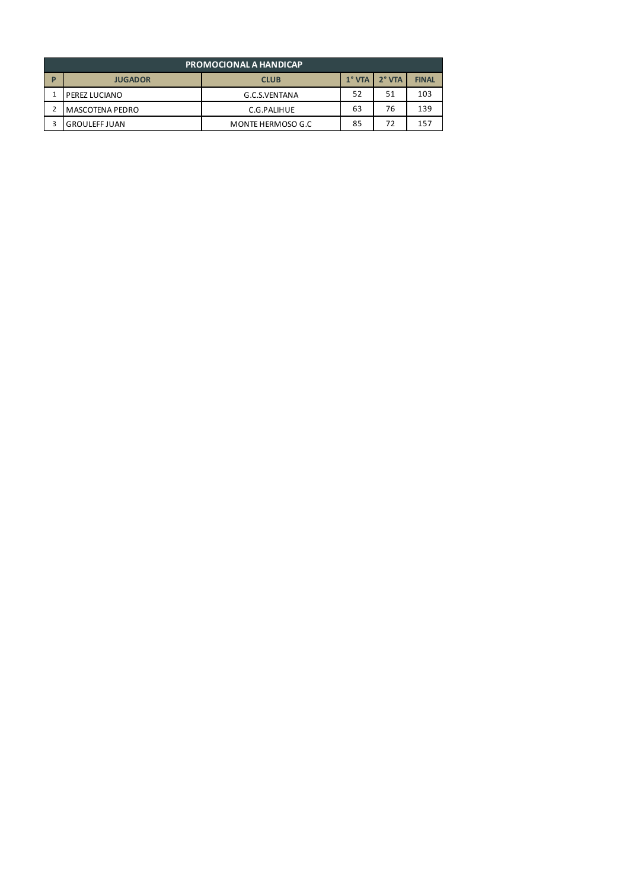| PROMOCIONAL A HANDICAP | | | | | |
|---|---|---|---|---|---|
| P | JUGADOR | CLUB | 1° VTA | 2° VTA | FINAL |
| 1 | PEREZ LUCIANO | G.C.S.VENTANA | 52 | 51 | 103 |
| 2 | MASCOTENA PEDRO | C.G.PALIHUE | 63 | 76 | 139 |
| 3 | GROULEFF JUAN | MONTE HERMOSO G.C | 85 | 72 | 157 |